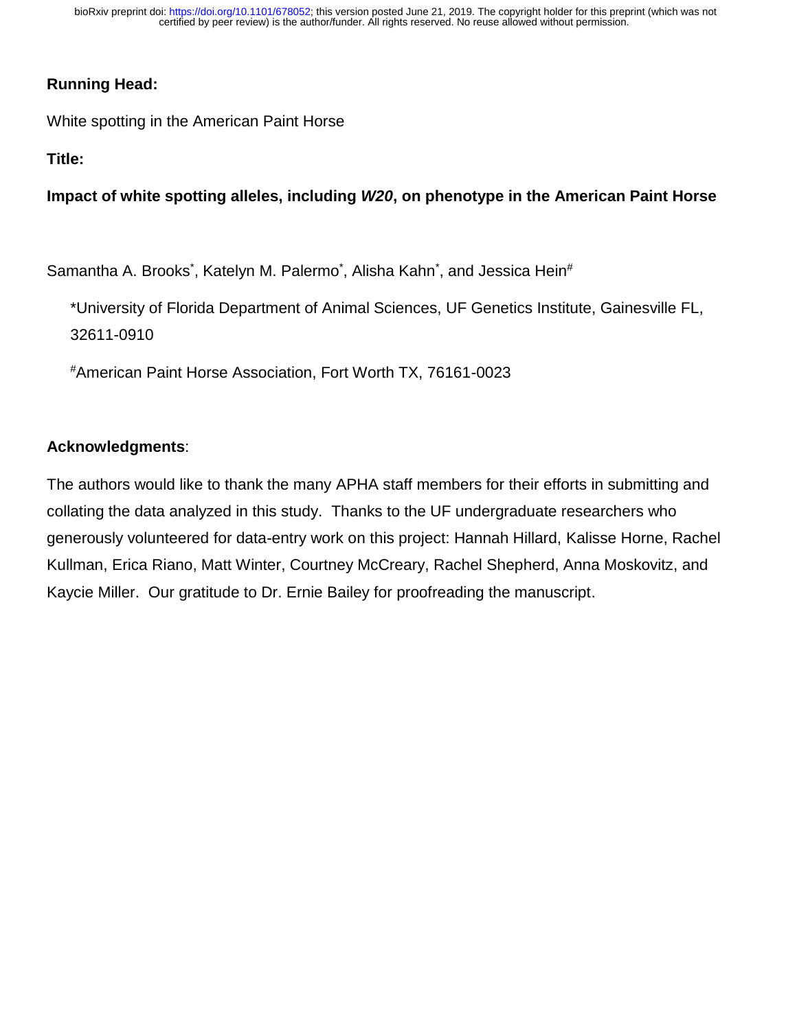**Running Head:**

White spotting in the American Paint Horse

**Title:**

**Impact of white spotting alleles, including *W20*, on phenotype in the American Paint Horse**

Samantha A. Brooks*, Katelyn M. Palermo*, Alisha Kahn*, and Jessica Hein#

*University of Florida Department of Animal Sciences, UF Genetics Institute, Gainesville FL, 32611-0910

#American Paint Horse Association, Fort Worth TX, 76161-0023

**Acknowledgments**:

The authors would like to thank the many APHA staff members for their efforts in submitting and collating the data analyzed in this study. Thanks to the UF undergraduate researchers who generously volunteered for data-entry work on this project: Hannah Hillard, Kalisse Horne, Rachel Kullman, Erica Riano, Matt Winter, Courtney McCreary, Rachel Shepherd, Anna Moskovitz, and Kaycie Miller. Our gratitude to Dr. Ernie Bailey for proofreading the manuscript.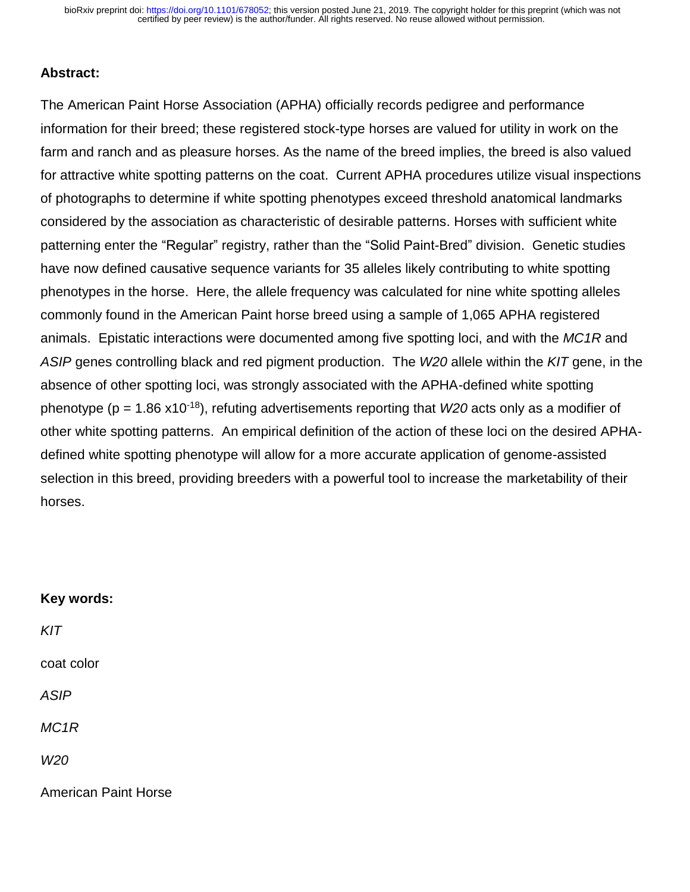**Abstract:**

The American Paint Horse Association (APHA) officially records pedigree and performance information for their breed; these registered stock-type horses are valued for utility in work on the farm and ranch and as pleasure horses. As the name of the breed implies, the breed is also valued for attractive white spotting patterns on the coat. Current APHA procedures utilize visual inspections of photographs to determine if white spotting phenotypes exceed threshold anatomical landmarks considered by the association as characteristic of desirable patterns. Horses with sufficient white patterning enter the "Regular" registry, rather than the "Solid Paint-Bred" division. Genetic studies have now defined causative sequence variants for 35 alleles likely contributing to white spotting phenotypes in the horse. Here, the allele frequency was calculated for nine white spotting alleles commonly found in the American Paint horse breed using a sample of 1,065 APHA registered animals. Epistatic interactions were documented among five spotting loci, and with the *MC1R* and *ASIP* genes controlling black and red pigment production. The *W20* allele within the *KIT* gene, in the absence of other spotting loci, was strongly associated with the APHA-defined white spotting phenotype ($p = 1.86 \times 10^{-18}$), refuting advertisements reporting that *W20* acts only as a modifier of other white spotting patterns. An empirical definition of the action of these loci on the desired APHA-defined white spotting phenotype will allow for a more accurate application of genome-assisted selection in this breed, providing breeders with a powerful tool to increase the marketability of their horses.

**Key words:**

*KIT*

coat color

*ASIP*

*MC1R*

*W20*

American Paint Horse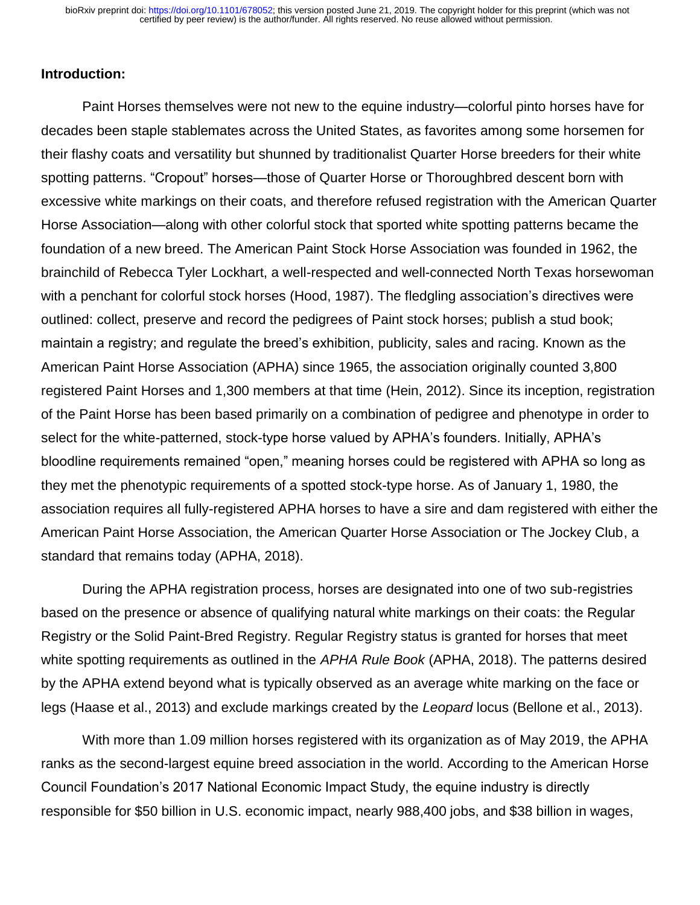## Introduction:

Paint Horses themselves were not new to the equine industry—colorful pinto horses have for decades been staple stablemates across the United States, as favorites among some horsemen for their flashy coats and versatility but shunned by traditionalist Quarter Horse breeders for their white spotting patterns. "Cropout" horses—those of Quarter Horse or Thoroughbred descent born with excessive white markings on their coats, and therefore refused registration with the American Quarter Horse Association—along with other colorful stock that sported white spotting patterns became the foundation of a new breed. The American Paint Stock Horse Association was founded in 1962, the brainchild of Rebecca Tyler Lockhart, a well-respected and well-connected North Texas horsewoman with a penchant for colorful stock horses (Hood, 1987). The fledgling association's directives were outlined: collect, preserve and record the pedigrees of Paint stock horses; publish a stud book; maintain a registry; and regulate the breed's exhibition, publicity, sales and racing. Known as the American Paint Horse Association (APHA) since 1965, the association originally counted 3,800 registered Paint Horses and 1,300 members at that time (Hein, 2012). Since its inception, registration of the Paint Horse has been based primarily on a combination of pedigree and phenotype in order to select for the white-patterned, stock-type horse valued by APHA's founders. Initially, APHA's bloodline requirements remained "open," meaning horses could be registered with APHA so long as they met the phenotypic requirements of a spotted stock-type horse. As of January 1, 1980, the association requires all fully-registered APHA horses to have a sire and dam registered with either the American Paint Horse Association, the American Quarter Horse Association or The Jockey Club, a standard that remains today (APHA, 2018).

During the APHA registration process, horses are designated into one of two sub-registries based on the presence or absence of qualifying natural white markings on their coats: the Regular Registry or the Solid Paint-Bred Registry. Regular Registry status is granted for horses that meet white spotting requirements as outlined in the *APHA Rule Book* (APHA, 2018). The patterns desired by the APHA extend beyond what is typically observed as an average white marking on the face or legs (Haase et al., 2013) and exclude markings created by the *Leopard* locus (Bellone et al., 2013).

With more than 1.09 million horses registered with its organization as of May 2019, the APHA ranks as the second-largest equine breed association in the world. According to the American Horse Council Foundation's 2017 National Economic Impact Study, the equine industry is directly responsible for $50 billion in U.S. economic impact, nearly 988,400 jobs, and $38 billion in wages,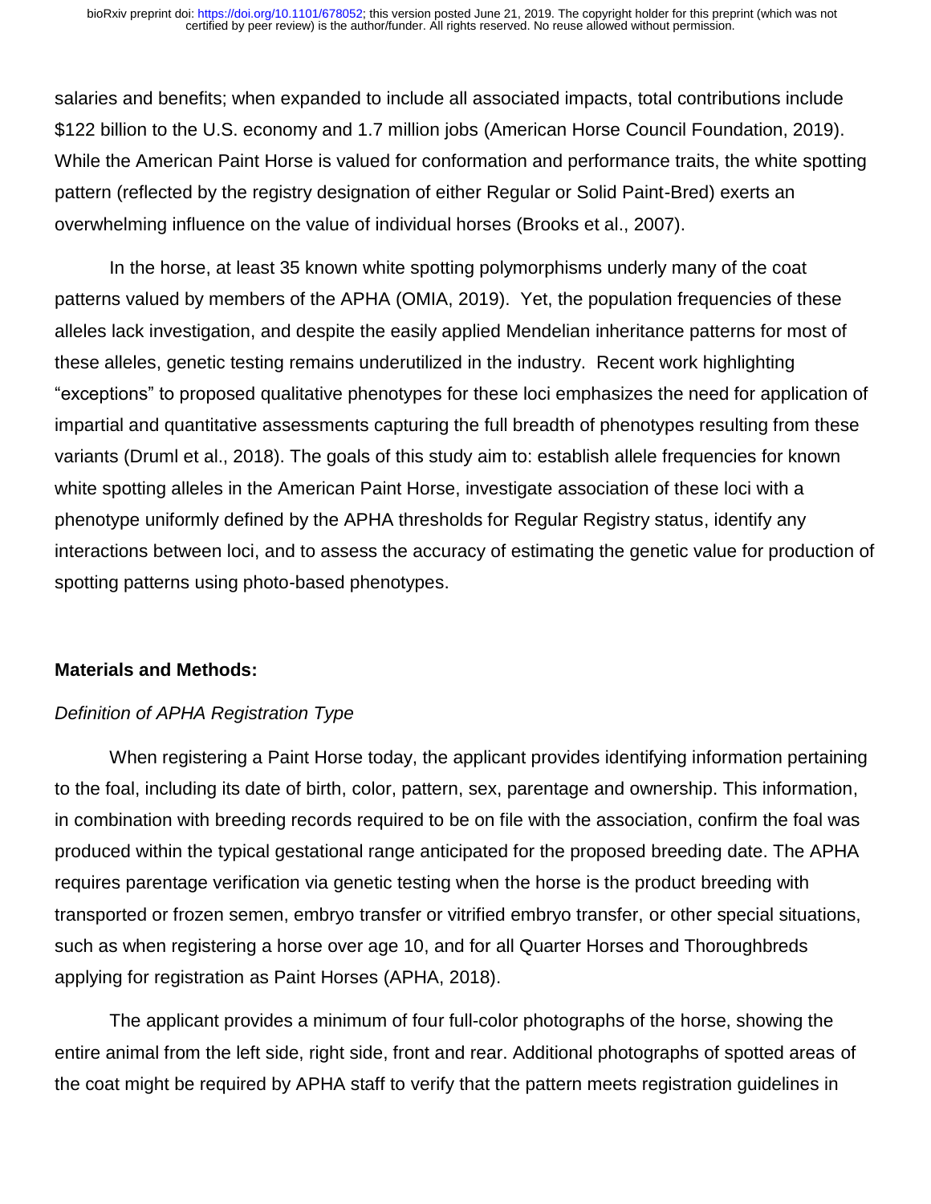salaries and benefits; when expanded to include all associated impacts, total contributions include $122 billion to the U.S. economy and 1.7 million jobs (American Horse Council Foundation, 2019). While the American Paint Horse is valued for conformation and performance traits, the white spotting pattern (reflected by the registry designation of either Regular or Solid Paint-Bred) exerts an overwhelming influence on the value of individual horses (Brooks et al., 2007).

In the horse, at least 35 known white spotting polymorphisms underly many of the coat patterns valued by members of the APHA (OMIA, 2019). Yet, the population frequencies of these alleles lack investigation, and despite the easily applied Mendelian inheritance patterns for most of these alleles, genetic testing remains underutilized in the industry. Recent work highlighting "exceptions" to proposed qualitative phenotypes for these loci emphasizes the need for application of impartial and quantitative assessments capturing the full breadth of phenotypes resulting from these variants (Druml et al., 2018). The goals of this study aim to: establish allele frequencies for known white spotting alleles in the American Paint Horse, investigate association of these loci with a phenotype uniformly defined by the APHA thresholds for Regular Registry status, identify any interactions between loci, and to assess the accuracy of estimating the genetic value for production of spotting patterns using photo-based phenotypes.

## Materials and Methods:

### *Definition of APHA Registration Type*

When registering a Paint Horse today, the applicant provides identifying information pertaining to the foal, including its date of birth, color, pattern, sex, parentage and ownership. This information, in combination with breeding records required to be on file with the association, confirm the foal was produced within the typical gestational range anticipated for the proposed breeding date. The APHA requires parentage verification via genetic testing when the horse is the product breeding with transported or frozen semen, embryo transfer or vitrified embryo transfer, or other special situations, such as when registering a horse over age 10, and for all Quarter Horses and Thoroughbreds applying for registration as Paint Horses (APHA, 2018).

The applicant provides a minimum of four full-color photographs of the horse, showing the entire animal from the left side, right side, front and rear. Additional photographs of spotted areas of the coat might be required by APHA staff to verify that the pattern meets registration guidelines in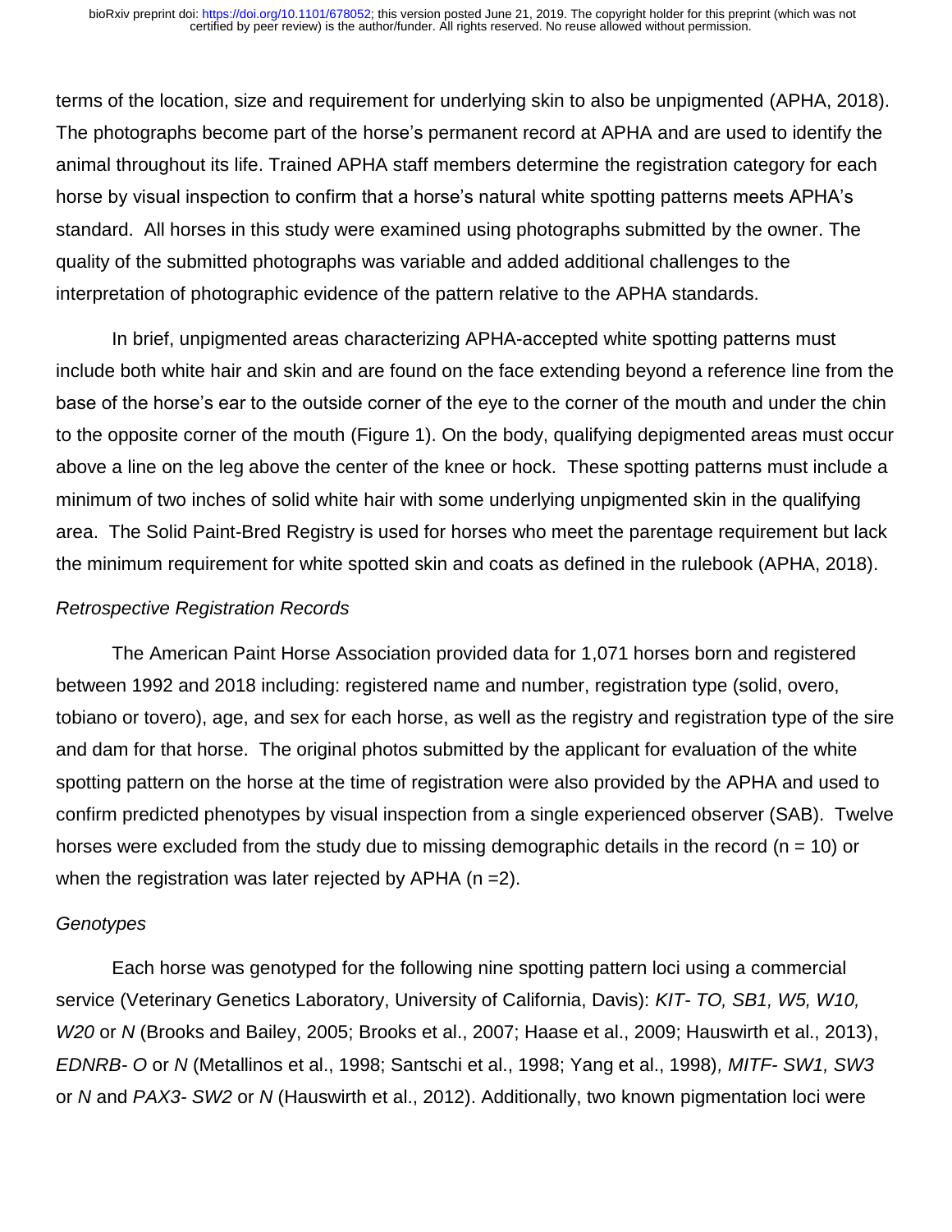terms of the location, size and requirement for underlying skin to also be unpigmented (APHA, 2018). The photographs become part of the horse's permanent record at APHA and are used to identify the animal throughout its life. Trained APHA staff members determine the registration category for each horse by visual inspection to confirm that a horse's natural white spotting patterns meets APHA's standard. All horses in this study were examined using photographs submitted by the owner. The quality of the submitted photographs was variable and added additional challenges to the interpretation of photographic evidence of the pattern relative to the APHA standards.

In brief, unpigmented areas characterizing APHA-accepted white spotting patterns must include both white hair and skin and are found on the face extending beyond a reference line from the base of the horse's ear to the outside corner of the eye to the corner of the mouth and under the chin to the opposite corner of the mouth (Figure 1). On the body, qualifying depigmented areas must occur above a line on the leg above the center of the knee or hock. These spotting patterns must include a minimum of two inches of solid white hair with some underlying unpigmented skin in the qualifying area. The Solid Paint-Bred Registry is used for horses who meet the parentage requirement but lack the minimum requirement for white spotted skin and coats as defined in the rulebook (APHA, 2018).

*Retrospective Registration Records*

The American Paint Horse Association provided data for 1,071 horses born and registered between 1992 and 2018 including: registered name and number, registration type (solid, overo, tobiano or tovero), age, and sex for each horse, as well as the registry and registration type of the sire and dam for that horse. The original photos submitted by the applicant for evaluation of the white spotting pattern on the horse at the time of registration were also provided by the APHA and used to confirm predicted phenotypes by visual inspection from a single experienced observer (SAB). Twelve horses were excluded from the study due to missing demographic details in the record (n = 10) or when the registration was later rejected by APHA (n =2).

*Genotypes*

Each horse was genotyped for the following nine spotting pattern loci using a commercial service (Veterinary Genetics Laboratory, University of California, Davis): *KIT- TO, SB1, W5, W10, W20* or *N* (Brooks and Bailey, 2005; Brooks et al., 2007; Haase et al., 2009; Hauswirth et al., 2013), *EDNRB- O* or *N* (Metallinos et al., 1998; Santschi et al., 1998; Yang et al., 1998)*, MITF- SW1, SW3* or *N* and *PAX3- SW2* or *N* (Hauswirth et al., 2012). Additionally, two known pigmentation loci were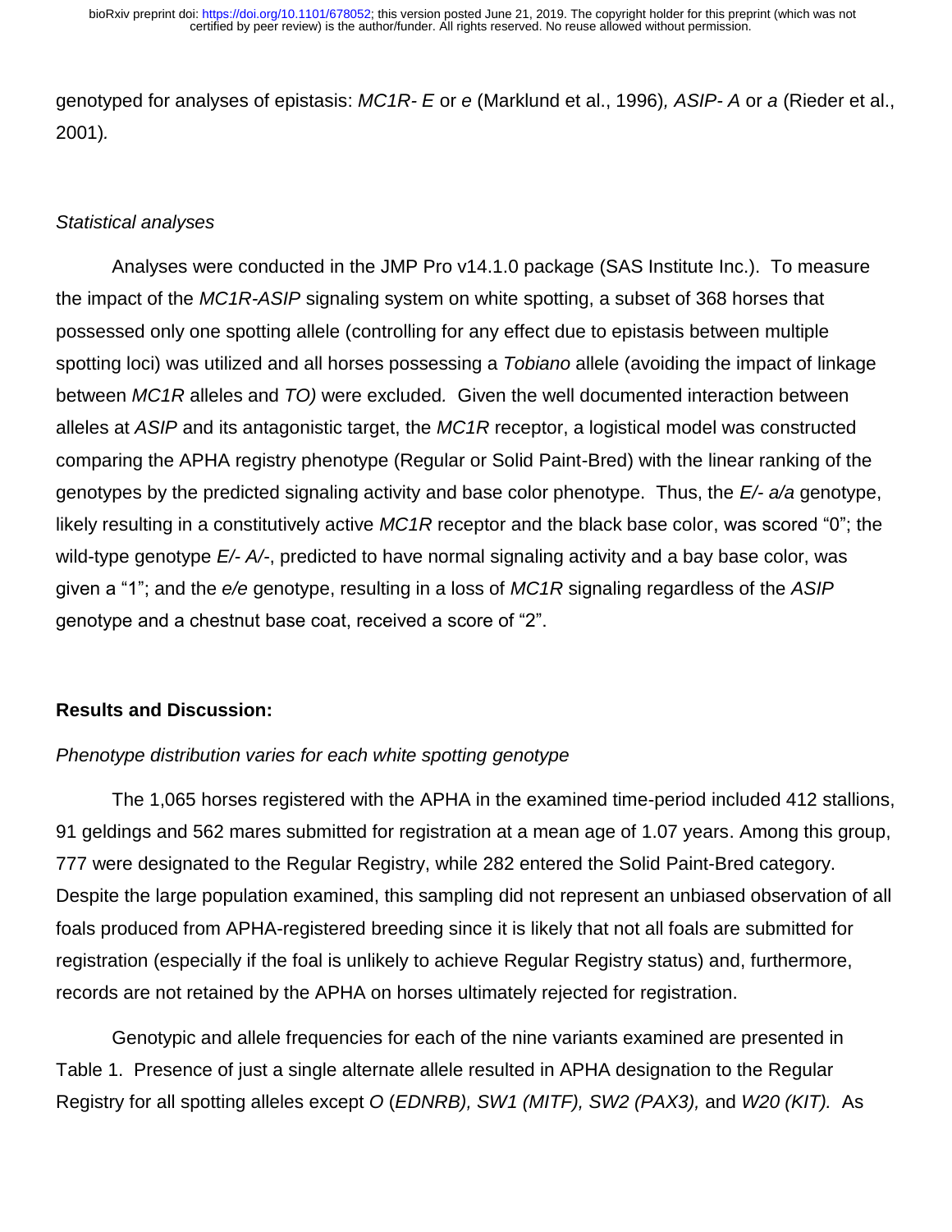genotyped for analyses of epistasis: *MC1R- E* or *e* (Marklund et al., 1996)*, ASIP- A* or *a* (Rieder et al., 2001)*.*

*Statistical analyses*

Analyses were conducted in the JMP Pro v14.1.0 package (SAS Institute Inc.). To measure the impact of the *MC1R-ASIP* signaling system on white spotting, a subset of 368 horses that possessed only one spotting allele (controlling for any effect due to epistasis between multiple spotting loci) was utilized and all horses possessing a *Tobiano* allele (avoiding the impact of linkage between *MC1R* alleles and *TO)* were excluded*.* Given the well documented interaction between alleles at *ASIP* and its antagonistic target, the *MC1R* receptor, a logistical model was constructed comparing the APHA registry phenotype (Regular or Solid Paint-Bred) with the linear ranking of the genotypes by the predicted signaling activity and base color phenotype. Thus, the *E/- a/a* genotype, likely resulting in a constitutively active *MC1R* receptor and the black base color, was scored "0"; the wild-type genotype *E/- A/-*, predicted to have normal signaling activity and a bay base color, was given a "1"; and the *e/e* genotype, resulting in a loss of *MC1R* signaling regardless of the *ASIP* genotype and a chestnut base coat, received a score of "2".

## Results and Discussion:

*Phenotype distribution varies for each white spotting genotype*

The 1,065 horses registered with the APHA in the examined time-period included 412 stallions, 91 geldings and 562 mares submitted for registration at a mean age of 1.07 years. Among this group, 777 were designated to the Regular Registry, while 282 entered the Solid Paint-Bred category. Despite the large population examined, this sampling did not represent an unbiased observation of all foals produced from APHA-registered breeding since it is likely that not all foals are submitted for registration (especially if the foal is unlikely to achieve Regular Registry status) and, furthermore, records are not retained by the APHA on horses ultimately rejected for registration.

Genotypic and allele frequencies for each of the nine variants examined are presented in Table 1. Presence of just a single alternate allele resulted in APHA designation to the Regular Registry for all spotting alleles except *O* (*EDNRB), SW1 (MITF), SW2 (PAX3),* and *W20 (KIT).* As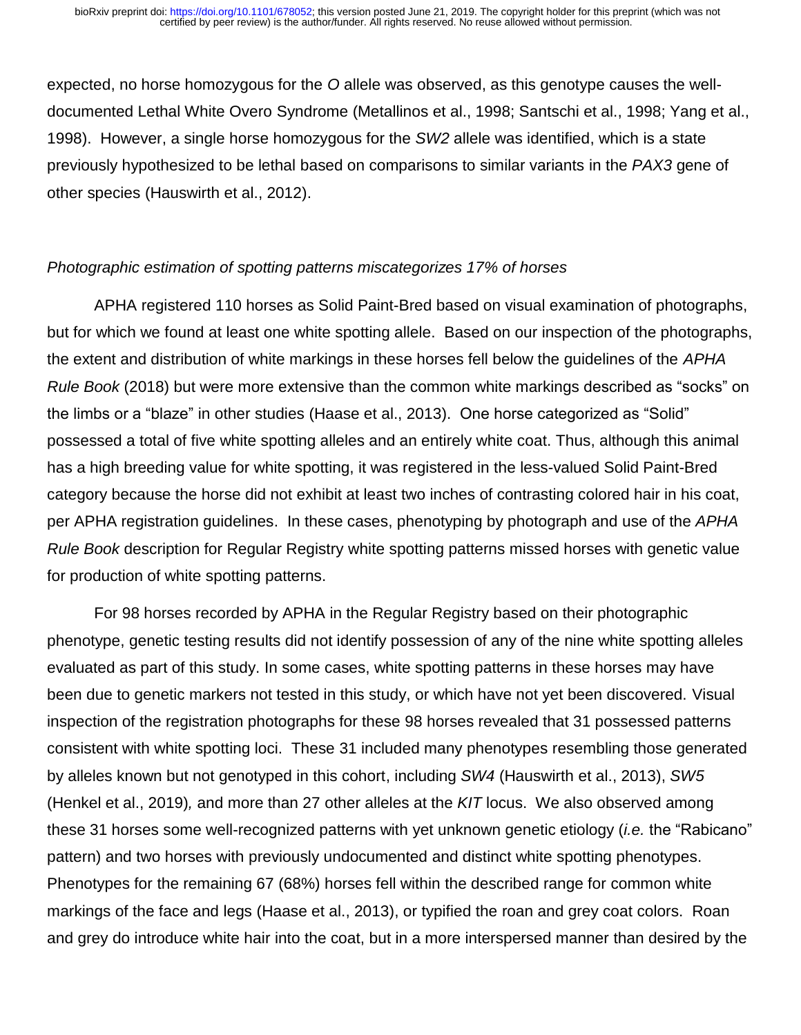expected, no horse homozygous for the *O* allele was observed, as this genotype causes the well-documented Lethal White Overo Syndrome (Metallinos et al., 1998; Santschi et al., 1998; Yang et al., 1998). However, a single horse homozygous for the *SW2* allele was identified, which is a state previously hypothesized to be lethal based on comparisons to similar variants in the *PAX3* gene of other species (Hauswirth et al., 2012).

### *Photographic estimation of spotting patterns miscategorizes 17% of horses*

APHA registered 110 horses as Solid Paint-Bred based on visual examination of photographs, but for which we found at least one white spotting allele. Based on our inspection of the photographs, the extent and distribution of white markings in these horses fell below the guidelines of the *APHA Rule Book* (2018) but were more extensive than the common white markings described as "socks" on the limbs or a "blaze" in other studies (Haase et al., 2013). One horse categorized as "Solid" possessed a total of five white spotting alleles and an entirely white coat. Thus, although this animal has a high breeding value for white spotting, it was registered in the less-valued Solid Paint-Bred category because the horse did not exhibit at least two inches of contrasting colored hair in his coat, per APHA registration guidelines. In these cases, phenotyping by photograph and use of the *APHA Rule Book* description for Regular Registry white spotting patterns missed horses with genetic value for production of white spotting patterns.

For 98 horses recorded by APHA in the Regular Registry based on their photographic phenotype, genetic testing results did not identify possession of any of the nine white spotting alleles evaluated as part of this study. In some cases, white spotting patterns in these horses may have been due to genetic markers not tested in this study, or which have not yet been discovered. Visual inspection of the registration photographs for these 98 horses revealed that 31 possessed patterns consistent with white spotting loci. These 31 included many phenotypes resembling those generated by alleles known but not genotyped in this cohort, including *SW4* (Hauswirth et al., 2013), *SW5* (Henkel et al., 2019)*,* and more than 27 other alleles at the *KIT* locus. We also observed among these 31 horses some well-recognized patterns with yet unknown genetic etiology (*i.e.* the "Rabicano" pattern) and two horses with previously undocumented and distinct white spotting phenotypes. Phenotypes for the remaining 67 (68%) horses fell within the described range for common white markings of the face and legs (Haase et al., 2013), or typified the roan and grey coat colors. Roan and grey do introduce white hair into the coat, but in a more interspersed manner than desired by the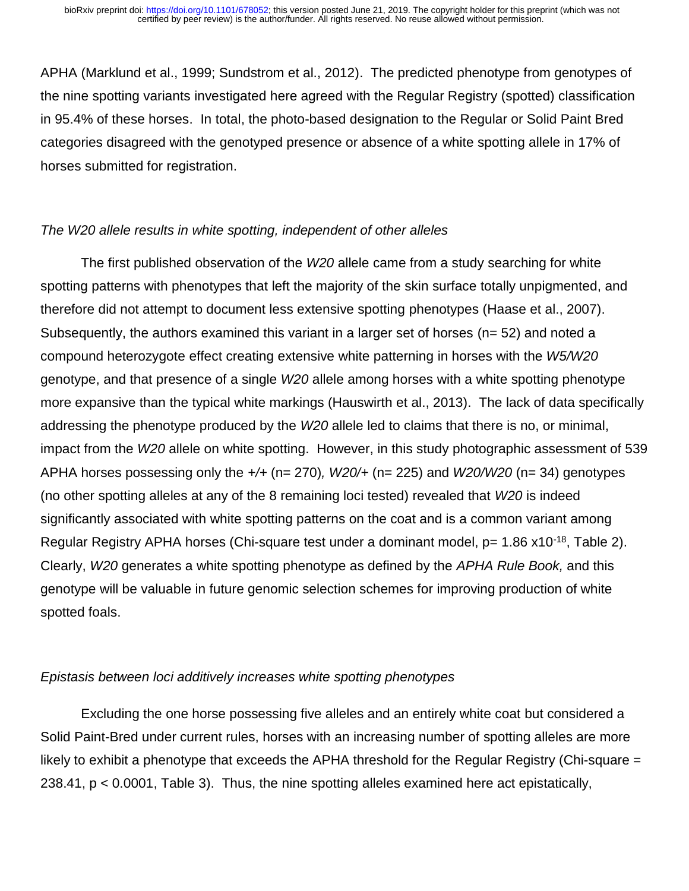APHA (Marklund et al., 1999; Sundstrom et al., 2012). The predicted phenotype from genotypes of the nine spotting variants investigated here agreed with the Regular Registry (spotted) classification in 95.4% of these horses. In total, the photo-based designation to the Regular or Solid Paint Bred categories disagreed with the genotyped presence or absence of a white spotting allele in 17% of horses submitted for registration.

*The W20 allele results in white spotting, independent of other alleles*

The first published observation of the *W20* allele came from a study searching for white spotting patterns with phenotypes that left the majority of the skin surface totally unpigmented, and therefore did not attempt to document less extensive spotting phenotypes (Haase et al., 2007). Subsequently, the authors examined this variant in a larger set of horses (n= 52) and noted a compound heterozygote effect creating extensive white patterning in horses with the *W5/W20* genotype, and that presence of a single *W20* allele among horses with a white spotting phenotype more expansive than the typical white markings (Hauswirth et al., 2013). The lack of data specifically addressing the phenotype produced by the *W20* allele led to claims that there is no, or minimal, impact from the *W20* allele on white spotting. However, in this study photographic assessment of 539 APHA horses possessing only the *+/+* (n= 270)*, W20/+* (n= 225) and *W20/W20* (n= 34) genotypes (no other spotting alleles at any of the 8 remaining loci tested) revealed that *W20* is indeed significantly associated with white spotting patterns on the coat and is a common variant among Regular Registry APHA horses (Chi-square test under a dominant model, $p= 1.86 \times 10^{-18}$, Table 2). Clearly, *W20* generates a white spotting phenotype as defined by the *APHA Rule Book,* and this genotype will be valuable in future genomic selection schemes for improving production of white spotted foals.

*Epistasis between loci additively increases white spotting phenotypes*

Excluding the one horse possessing five alleles and an entirely white coat but considered a Solid Paint-Bred under current rules, horses with an increasing number of spotting alleles are more likely to exhibit a phenotype that exceeds the APHA threshold for the Regular Registry (Chi-square = 238.41, $p < 0.0001$, Table 3). Thus, the nine spotting alleles examined here act epistatically,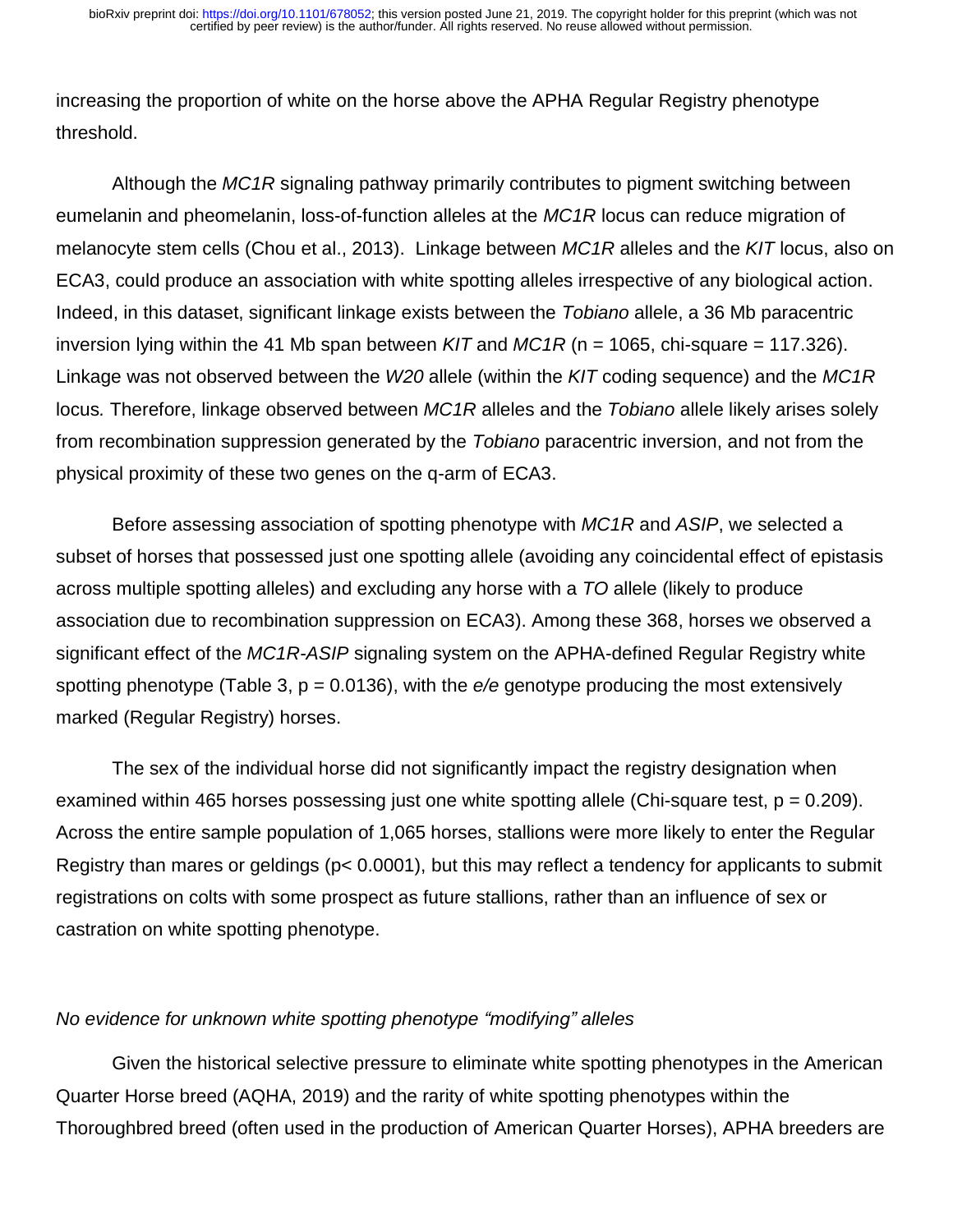increasing the proportion of white on the horse above the APHA Regular Registry phenotype threshold.

Although the *MC1R* signaling pathway primarily contributes to pigment switching between eumelanin and pheomelanin, loss-of-function alleles at the *MC1R* locus can reduce migration of melanocyte stem cells (Chou et al., 2013). Linkage between *MC1R* alleles and the *KIT* locus, also on ECA3, could produce an association with white spotting alleles irrespective of any biological action. Indeed, in this dataset, significant linkage exists between the *Tobiano* allele, a 36 Mb paracentric inversion lying within the 41 Mb span between *KIT* and *MC1R* (n = 1065, chi-square = 117.326). Linkage was not observed between the *W20* allele (within the *KIT* coding sequence) and the *MC1R* locus. Therefore, linkage observed between *MC1R* alleles and the *Tobiano* allele likely arises solely from recombination suppression generated by the *Tobiano* paracentric inversion, and not from the physical proximity of these two genes on the q-arm of ECA3.

Before assessing association of spotting phenotype with *MC1R* and *ASIP*, we selected a subset of horses that possessed just one spotting allele (avoiding any coincidental effect of epistasis across multiple spotting alleles) and excluding any horse with a *TO* allele (likely to produce association due to recombination suppression on ECA3). Among these 368, horses we observed a significant effect of the *MC1R-ASIP* signaling system on the APHA-defined Regular Registry white spotting phenotype (Table 3, p = 0.0136), with the *e/e* genotype producing the most extensively marked (Regular Registry) horses.

The sex of the individual horse did not significantly impact the registry designation when examined within 465 horses possessing just one white spotting allele (Chi-square test, p = 0.209). Across the entire sample population of 1,065 horses, stallions were more likely to enter the Regular Registry than mares or geldings (p< 0.0001), but this may reflect a tendency for applicants to submit registrations on colts with some prospect as future stallions, rather than an influence of sex or castration on white spotting phenotype.

*No evidence for unknown white spotting phenotype "modifying" alleles*

Given the historical selective pressure to eliminate white spotting phenotypes in the American Quarter Horse breed (AQHA, 2019) and the rarity of white spotting phenotypes within the Thoroughbred breed (often used in the production of American Quarter Horses), APHA breeders are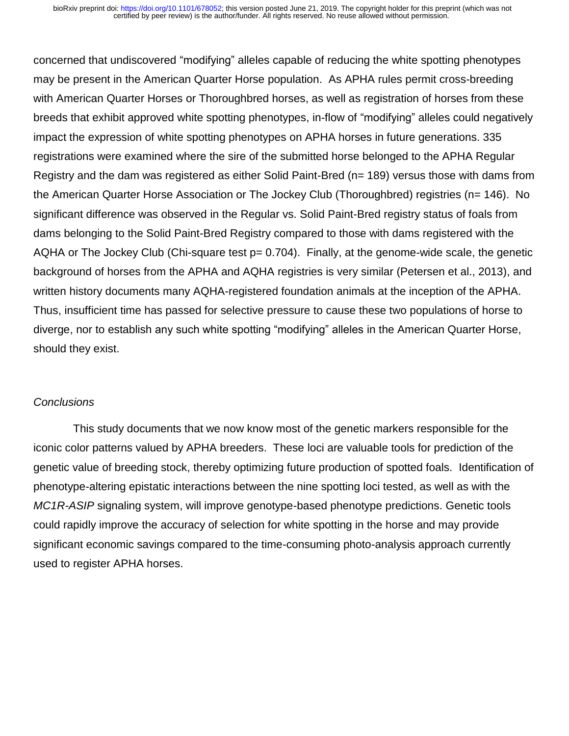concerned that undiscovered "modifying" alleles capable of reducing the white spotting phenotypes may be present in the American Quarter Horse population. As APHA rules permit cross-breeding with American Quarter Horses or Thoroughbred horses, as well as registration of horses from these breeds that exhibit approved white spotting phenotypes, in-flow of "modifying" alleles could negatively impact the expression of white spotting phenotypes on APHA horses in future generations. 335 registrations were examined where the sire of the submitted horse belonged to the APHA Regular Registry and the dam was registered as either Solid Paint-Bred (n= 189) versus those with dams from the American Quarter Horse Association or The Jockey Club (Thoroughbred) registries (n= 146). No significant difference was observed in the Regular vs. Solid Paint-Bred registry status of foals from dams belonging to the Solid Paint-Bred Registry compared to those with dams registered with the AQHA or The Jockey Club (Chi-square test p= 0.704). Finally, at the genome-wide scale, the genetic background of horses from the APHA and AQHA registries is very similar (Petersen et al., 2013), and written history documents many AQHA-registered foundation animals at the inception of the APHA. Thus, insufficient time has passed for selective pressure to cause these two populations of horse to diverge, nor to establish any such white spotting "modifying" alleles in the American Quarter Horse, should they exist.

*Conclusions*

This study documents that we now know most of the genetic markers responsible for the iconic color patterns valued by APHA breeders. These loci are valuable tools for prediction of the genetic value of breeding stock, thereby optimizing future production of spotted foals. Identification of phenotype-altering epistatic interactions between the nine spotting loci tested, as well as with the *MC1R-ASIP* signaling system, will improve genotype-based phenotype predictions. Genetic tools could rapidly improve the accuracy of selection for white spotting in the horse and may provide significant economic savings compared to the time-consuming photo-analysis approach currently used to register APHA horses.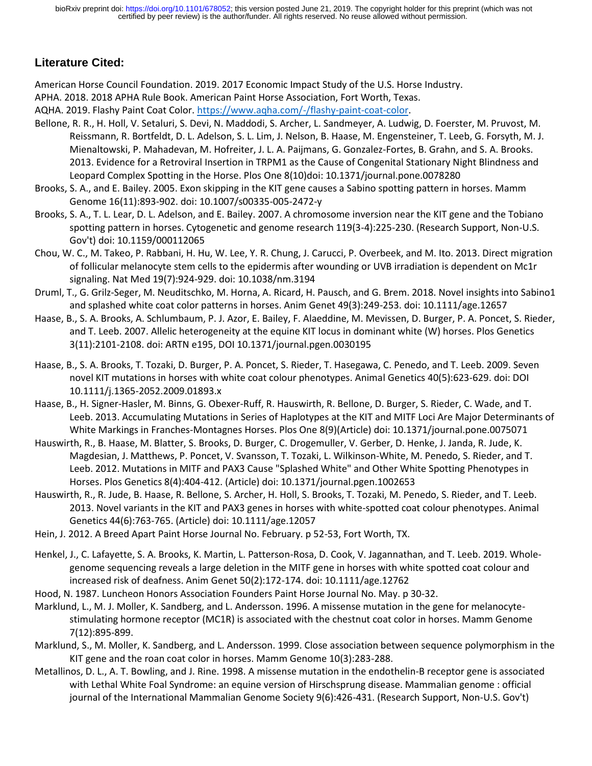## Literature Cited:

American Horse Council Foundation. 2019. 2017 Economic Impact Study of the U.S. Horse Industry.

APHA. 2018. 2018 APHA Rule Book. American Paint Horse Association, Fort Worth, Texas.

AQHA. 2019. Flashy Paint Coat Color. https://www.aqha.com/-/flashy-paint-coat-color.

Bellone, R. R., H. Holl, V. Setaluri, S. Devi, N. Maddodi, S. Archer, L. Sandmeyer, A. Ludwig, D. Foerster, M. Pruvost, M. Reissmann, R. Bortfeldt, D. L. Adelson, S. L. Lim, J. Nelson, B. Haase, M. Engensteiner, T. Leeb, G. Forsyth, M. J. Mienaltowski, P. Mahadevan, M. Hofreiter, J. L. A. Paijmans, G. Gonzalez-Fortes, B. Grahn, and S. A. Brooks. 2013. Evidence for a Retroviral Insertion in TRPM1 as the Cause of Congenital Stationary Night Blindness and Leopard Complex Spotting in the Horse. Plos One 8(10)doi: 10.1371/journal.pone.0078280

Brooks, S. A., and E. Bailey. 2005. Exon skipping in the KIT gene causes a Sabino spotting pattern in horses. Mamm Genome 16(11):893-902. doi: 10.1007/s00335-005-2472-y

Brooks, S. A., T. L. Lear, D. L. Adelson, and E. Bailey. 2007. A chromosome inversion near the KIT gene and the Tobiano spotting pattern in horses. Cytogenetic and genome research 119(3-4):225-230. (Research Support, Non-U.S. Gov't) doi: 10.1159/000112065

Chou, W. C., M. Takeo, P. Rabbani, H. Hu, W. Lee, Y. R. Chung, J. Carucci, P. Overbeek, and M. Ito. 2013. Direct migration of follicular melanocyte stem cells to the epidermis after wounding or UVB irradiation is dependent on Mc1r signaling. Nat Med 19(7):924-929. doi: 10.1038/nm.3194

Druml, T., G. Grilz-Seger, M. Neuditschko, M. Horna, A. Ricard, H. Pausch, and G. Brem. 2018. Novel insights into Sabino1 and splashed white coat color patterns in horses. Anim Genet 49(3):249-253. doi: 10.1111/age.12657

Haase, B., S. A. Brooks, A. Schlumbaum, P. J. Azor, E. Bailey, F. Alaeddine, M. Mevissen, D. Burger, P. A. Poncet, S. Rieder, and T. Leeb. 2007. Allelic heterogeneity at the equine KIT locus in dominant white (W) horses. Plos Genetics 3(11):2101-2108. doi: ARTN e195, DOI 10.1371/journal.pgen.0030195

Haase, B., S. A. Brooks, T. Tozaki, D. Burger, P. A. Poncet, S. Rieder, T. Hasegawa, C. Penedo, and T. Leeb. 2009. Seven novel KIT mutations in horses with white coat colour phenotypes. Animal Genetics 40(5):623-629. doi: DOI 10.1111/j.1365-2052.2009.01893.x

Haase, B., H. Signer-Hasler, M. Binns, G. Obexer-Ruff, R. Hauswirth, R. Bellone, D. Burger, S. Rieder, C. Wade, and T. Leeb. 2013. Accumulating Mutations in Series of Haplotypes at the KIT and MITF Loci Are Major Determinants of White Markings in Franches-Montagnes Horses. Plos One 8(9)(Article) doi: 10.1371/journal.pone.0075071

Hauswirth, R., B. Haase, M. Blatter, S. Brooks, D. Burger, C. Drogemuller, V. Gerber, D. Henke, J. Janda, R. Jude, K. Magdesian, J. Matthews, P. Poncet, V. Svansson, T. Tozaki, L. Wilkinson-White, M. Penedo, S. Rieder, and T. Leeb. 2012. Mutations in MITF and PAX3 Cause "Splashed White" and Other White Spotting Phenotypes in Horses. Plos Genetics 8(4):404-412. (Article) doi: 10.1371/journal.pgen.1002653

Hauswirth, R., R. Jude, B. Haase, R. Bellone, S. Archer, H. Holl, S. Brooks, T. Tozaki, M. Penedo, S. Rieder, and T. Leeb. 2013. Novel variants in the KIT and PAX3 genes in horses with white-spotted coat colour phenotypes. Animal Genetics 44(6):763-765. (Article) doi: 10.1111/age.12057

Hein, J. 2012. A Breed Apart Paint Horse Journal No. February. p 52-53, Fort Worth, TX.

Henkel, J., C. Lafayette, S. A. Brooks, K. Martin, L. Patterson-Rosa, D. Cook, V. Jagannathan, and T. Leeb. 2019. Whole-genome sequencing reveals a large deletion in the MITF gene in horses with white spotted coat colour and increased risk of deafness. Anim Genet 50(2):172-174. doi: 10.1111/age.12762

Hood, N. 1987. Luncheon Honors Association Founders Paint Horse Journal No. May. p 30-32.

Marklund, L., M. J. Moller, K. Sandberg, and L. Andersson. 1996. A missense mutation in the gene for melanocyte-stimulating hormone receptor (MC1R) is associated with the chestnut coat color in horses. Mamm Genome 7(12):895-899.

Marklund, S., M. Moller, K. Sandberg, and L. Andersson. 1999. Close association between sequence polymorphism in the KIT gene and the roan coat color in horses. Mamm Genome 10(3):283-288.

Metallinos, D. L., A. T. Bowling, and J. Rine. 1998. A missense mutation in the endothelin-B receptor gene is associated with Lethal White Foal Syndrome: an equine version of Hirschsprung disease. Mammalian genome : official journal of the International Mammalian Genome Society 9(6):426-431. (Research Support, Non-U.S. Gov't)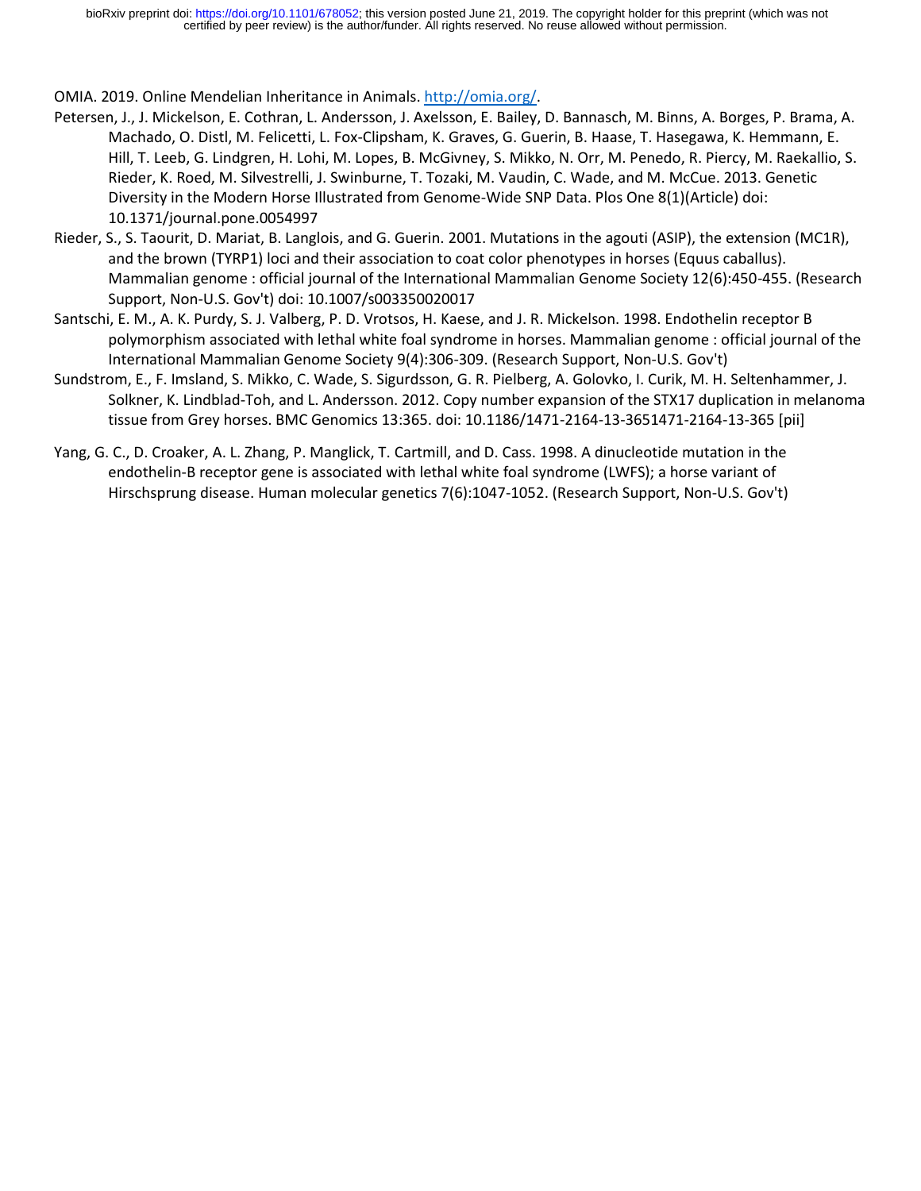OMIA. 2019. Online Mendelian Inheritance in Animals. http://omia.org/.

Petersen, J., J. Mickelson, E. Cothran, L. Andersson, J. Axelsson, E. Bailey, D. Bannasch, M. Binns, A. Borges, P. Brama, A. Machado, O. Distl, M. Felicetti, L. Fox-Clipsham, K. Graves, G. Guerin, B. Haase, T. Hasegawa, K. Hemmann, E. Hill, T. Leeb, G. Lindgren, H. Lohi, M. Lopes, B. McGivney, S. Mikko, N. Orr, M. Penedo, R. Piercy, M. Raekallio, S. Rieder, K. Roed, M. Silvestrelli, J. Swinburne, T. Tozaki, M. Vaudin, C. Wade, and M. McCue. 2013. Genetic Diversity in the Modern Horse Illustrated from Genome-Wide SNP Data. Plos One 8(1)(Article) doi: 10.1371/journal.pone.0054997

Rieder, S., S. Taourit, D. Mariat, B. Langlois, and G. Guerin. 2001. Mutations in the agouti (ASIP), the extension (MC1R), and the brown (TYRP1) loci and their association to coat color phenotypes in horses (Equus caballus). Mammalian genome : official journal of the International Mammalian Genome Society 12(6):450-455. (Research Support, Non-U.S. Gov't) doi: 10.1007/s003350020017

Santschi, E. M., A. K. Purdy, S. J. Valberg, P. D. Vrotsos, H. Kaese, and J. R. Mickelson. 1998. Endothelin receptor B polymorphism associated with lethal white foal syndrome in horses. Mammalian genome : official journal of the International Mammalian Genome Society 9(4):306-309. (Research Support, Non-U.S. Gov't)

Sundstrom, E., F. Imsland, S. Mikko, C. Wade, S. Sigurdsson, G. R. Pielberg, A. Golovko, I. Curik, M. H. Seltenhammer, J. Solkner, K. Lindblad-Toh, and L. Andersson. 2012. Copy number expansion of the STX17 duplication in melanoma tissue from Grey horses. BMC Genomics 13:365. doi: 10.1186/1471-2164-13-3651471-2164-13-365 [pii]

Yang, G. C., D. Croaker, A. L. Zhang, P. Manglick, T. Cartmill, and D. Cass. 1998. A dinucleotide mutation in the endothelin-B receptor gene is associated with lethal white foal syndrome (LWFS); a horse variant of Hirschsprung disease. Human molecular genetics 7(6):1047-1052. (Research Support, Non-U.S. Gov't)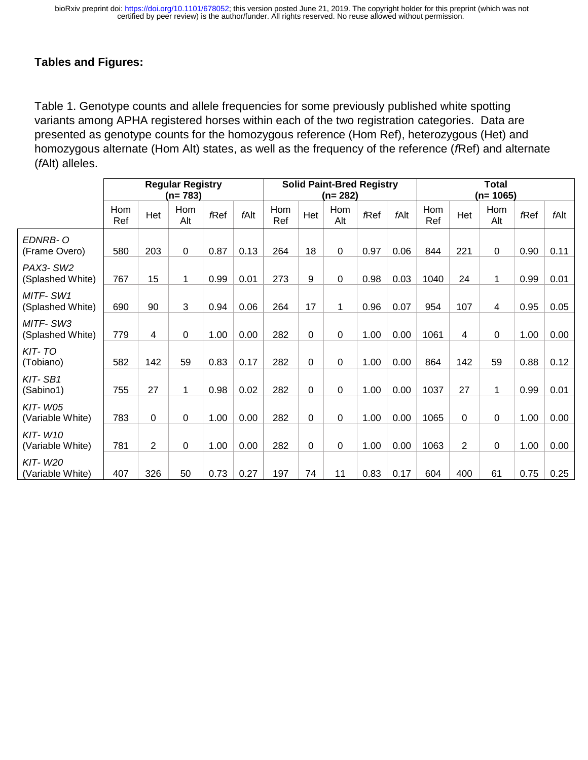**Tables and Figures:**

Table 1. Genotype counts and allele frequencies for some previously published white spotting variants among APHA registered horses within each of the two registration categories. Data are presented as genotype counts for the homozygous reference (Hom Ref), heterozygous (Het) and homozygous alternate (Hom Alt) states, as well as the frequency of the reference (*f*Ref) and alternate (*f*Alt) alleles.

| | Regular Registry (n= 783) | | | | | Solid Paint-Bred Registry (n= 282) | | | | | Total (n= 1065) | | | | |
|---|---|---|---|---|---|---|---|---|---|---|---|---|---|---|---|
| | Hom Ref | Het | Hom Alt | *f*Ref | *f*Alt | Hom Ref | Het | Hom Alt | *f*Ref | *f*Alt | Hom Ref | Het | Hom Alt | *f*Ref | *f*Alt |
| *EDNRB- O* (Frame Overo) | 580 | 203 | 0 | 0.87 | 0.13 | 264 | 18 | 0 | 0.97 | 0.06 | 844 | 221 | 0 | 0.90 | 0.11 |
| *PAX3- SW2* (Splashed White) | 767 | 15 | 1 | 0.99 | 0.01 | 273 | 9 | 0 | 0.98 | 0.03 | 1040 | 24 | 1 | 0.99 | 0.01 |
| *MITF- SW1* (Splashed White) | 690 | 90 | 3 | 0.94 | 0.06 | 264 | 17 | 1 | 0.96 | 0.07 | 954 | 107 | 4 | 0.95 | 0.05 |
| *MITF- SW3* (Splashed White) | 779 | 4 | 0 | 1.00 | 0.00 | 282 | 0 | 0 | 1.00 | 0.00 | 1061 | 4 | 0 | 1.00 | 0.00 |
| *KIT- TO* (Tobiano) | 582 | 142 | 59 | 0.83 | 0.17 | 282 | 0 | 0 | 1.00 | 0.00 | 864 | 142 | 59 | 0.88 | 0.12 |
| *KIT- SB1* (Sabino1) | 755 | 27 | 1 | 0.98 | 0.02 | 282 | 0 | 0 | 1.00 | 0.00 | 1037 | 27 | 1 | 0.99 | 0.01 |
| *KIT- W05* (Variable White) | 783 | 0 | 0 | 1.00 | 0.00 | 282 | 0 | 0 | 1.00 | 0.00 | 1065 | 0 | 0 | 1.00 | 0.00 |
| *KIT- W10* (Variable White) | 781 | 2 | 0 | 1.00 | 0.00 | 282 | 0 | 0 | 1.00 | 0.00 | 1063 | 2 | 0 | 1.00 | 0.00 |
| *KIT- W20* (Variable White) | 407 | 326 | 50 | 0.73 | 0.27 | 197 | 74 | 11 | 0.83 | 0.17 | 604 | 400 | 61 | 0.75 | 0.25 |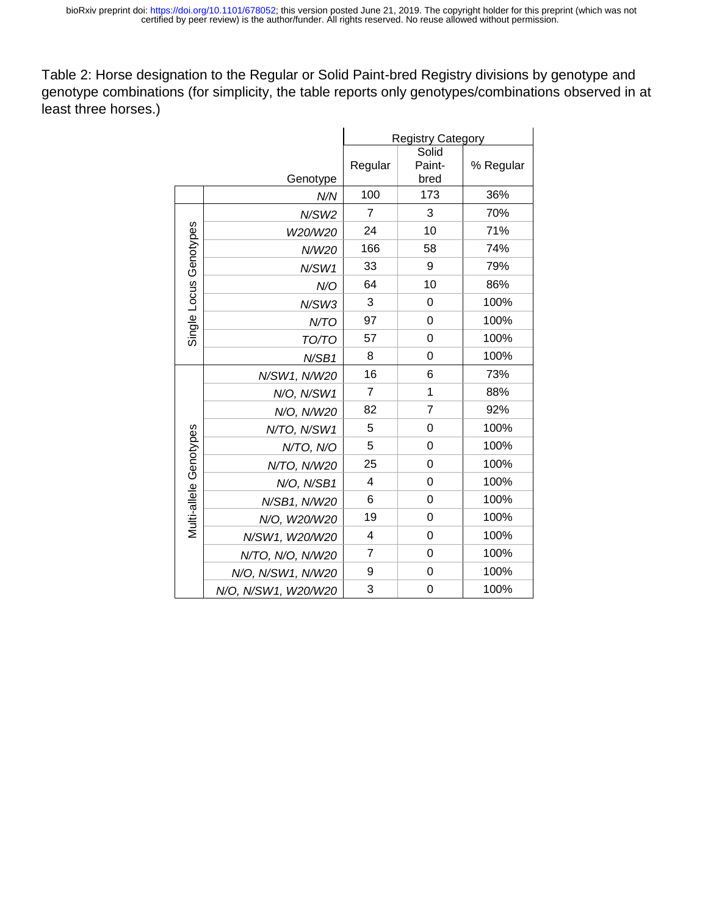Table 2: Horse designation to the Regular or Solid Paint-bred Registry divisions by genotype and genotype combinations (for simplicity, the table reports only genotypes/combinations observed in at least three horses.)

| | Genotype | Registry Category | | |
|---|---|---|---|---|
| | | Regular | Solid Paint-bred | % Regular |
| | *N/N* | 100 | 173 | 36% |
| Single Locus Genotypes | *N/SW2* | 7 | 3 | 70% |
| | *W20/W20* | 24 | 10 | 71% |
| | *N/W20* | 166 | 58 | 74% |
| | *N/SW1* | 33 | 9 | 79% |
| | *N/O* | 64 | 10 | 86% |
| | *N/SW3* | 3 | 0 | 100% |
| | *N/TO* | 97 | 0 | 100% |
| | *TO/TO* | 57 | 0 | 100% |
| | *N/SB1* | 8 | 0 | 100% |
| Multi-allele Genotypes | *N/SW1, N/W20* | 16 | 6 | 73% |
| | *N/O, N/SW1* | 7 | 1 | 88% |
| | *N/O, N/W20* | 82 | 7 | 92% |
| | *N/TO, N/SW1* | 5 | 0 | 100% |
| | *N/TO, N/O* | 5 | 0 | 100% |
| | *N/TO, N/W20* | 25 | 0 | 100% |
| | *N/O, N/SB1* | 4 | 0 | 100% |
| | *N/SB1, N/W20* | 6 | 0 | 100% |
| | *N/O, W20/W20* | 19 | 0 | 100% |
| | *N/SW1, W20/W20* | 4 | 0 | 100% |
| | *N/TO, N/O, N/W20* | 7 | 0 | 100% |
| | *N/O, N/SW1, N/W20* | 9 | 0 | 100% |
| | *N/O, N/SW1, W20/W20* | 3 | 0 | 100% |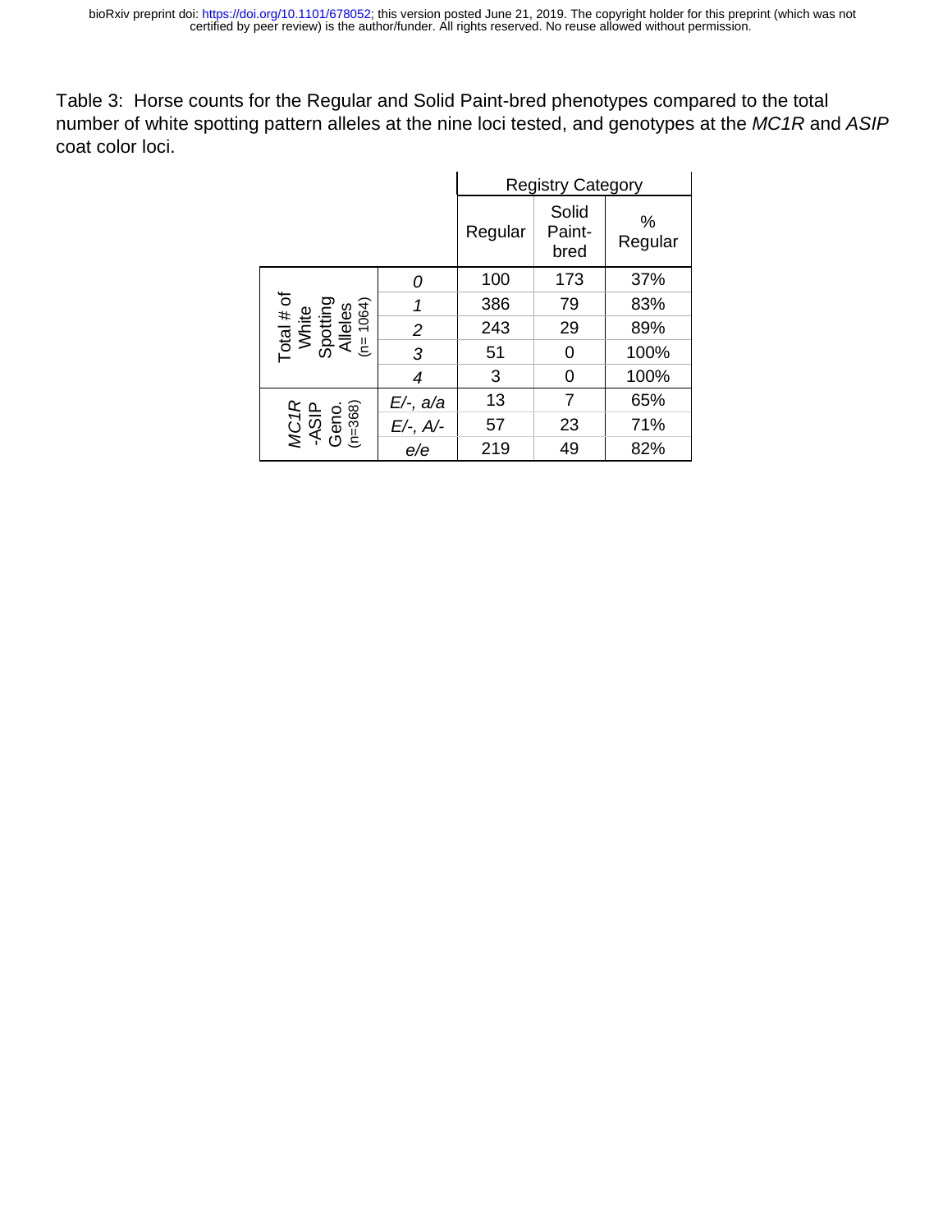Table 3: Horse counts for the Regular and Solid Paint-bred phenotypes compared to the total number of white spotting pattern alleles at the nine loci tested, and genotypes at the *MC1R* and *ASIP* coat color loci.

| | | Registry Category | | |
|---|---|---|---|---|
| | | Regular | Solid Paint-bred | % Regular |
| Total # of White Spotting Alleles (n= 1064) | *0* | 100 | 173 | 37% |
| | *1* | 386 | 79 | 83% |
| | *2* | 243 | 29 | 89% |
| | *3* | 51 | 0 | 100% |
| | *4* | 3 | 0 | 100% |
| *MC1R* -ASIP Geno. (n=368) | *E/-, a/a* | 13 | 7 | 65% |
| | *E/-, A/-* | 57 | 23 | 71% |
| | *e/e* | 219 | 49 | 82% |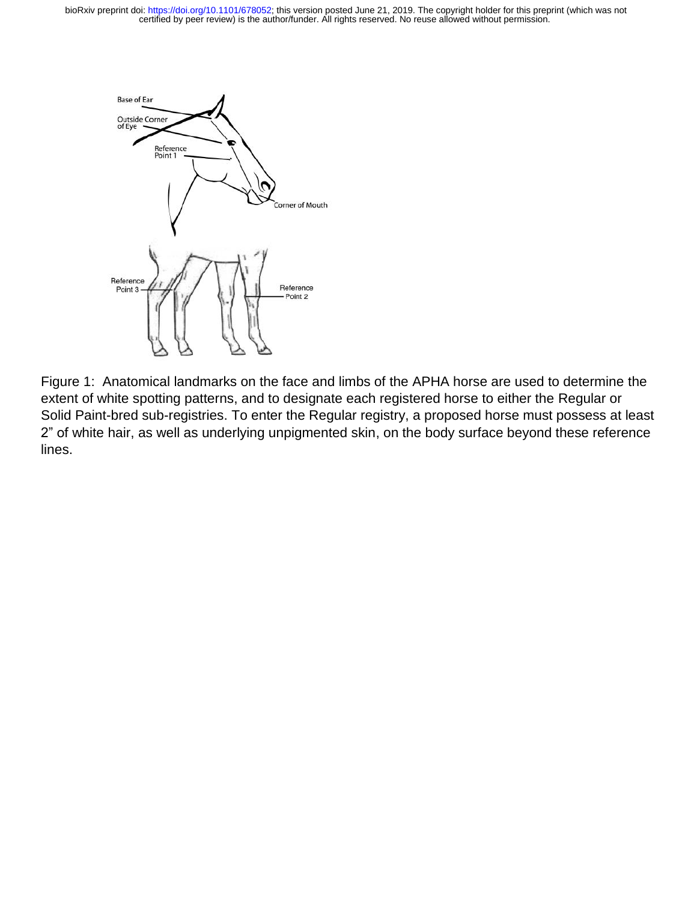Base of Ear

Outside Corner of Eye

Reference Point 1

Corner of Mouth

Reference Point 3

Reference Point 2

Figure 1: Anatomical landmarks on the face and limbs of the APHA horse are used to determine the extent of white spotting patterns, and to designate each registered horse to either the Regular or Solid Paint-bred sub-registries. To enter the Regular registry, a proposed horse must possess at least 2" of white hair, as well as underlying unpigmented skin, on the body surface beyond these reference lines.